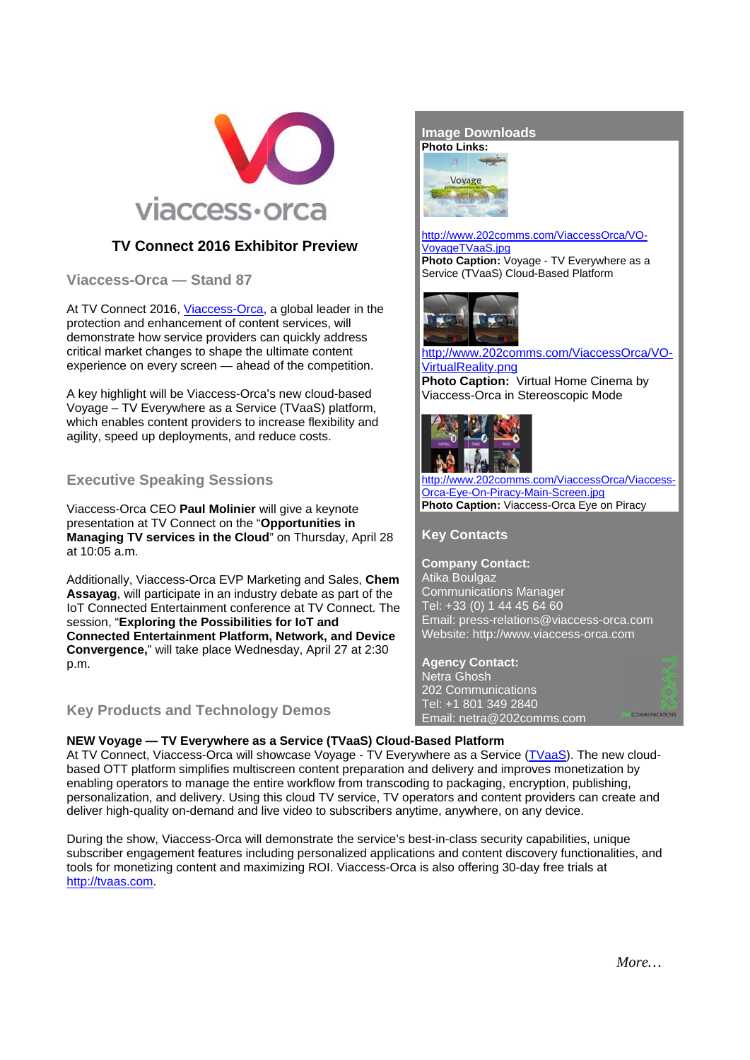viaccess·orca

# TV Connect 2016 Exhibitor Preview

## Viaccess-Orca — Stand 87

At TV Connect 2016, Viaccess-Orca, a global leader in the protection and enhancement of content services, will demonstrate how service providers can quickly address critical market changes to shape the ultimate content experience on every screen — ahead of the competition.

A key highlight will be Viaccess-Orca's new cloud-based Voyage – TV Everywhere as a Service (TVaaS) platform, which enables content providers to increase flexibility and agility, speed up deployments, and reduce costs.

## Executive Speaking Sessions

Viaccess-Orca CEO **Paul Molinier** will give a keynote presentation at TV Connect on the "**Opportunities in Managing TV services in the Cloud**" on Thursday, April 28 at 10:05 a.m.

Additionally, Viaccess-Orca EVP Marketing and Sales, **Chem Assayag**, will participate in an industry debate as part of the IoT Connected Entertainment conference at TV Connect. The session, "**Exploring the Possibilities for IoT and Connected Entertainment Platform, Network, and Device Convergence,**" will take place Wednesday, April 27 at 2:30 p.m.

## Image Downloads

**Photo Links:**

http://www.202comms.com/ViaccessOrca/VO-VoyageTVaaS.jpg
**Photo Caption:** Voyage - TV Everywhere as a Service (TVaaS) Cloud-Based Platform

http://www.202comms.com/ViaccessOrca/VO-VirtualReality.png
**Photo Caption:** Virtual Home Cinema by Viaccess-Orca in Stereoscopic Mode

http://www.202comms.com/ViaccessOrca/Viaccess-Orca-Eye-On-Piracy-Main-Screen.jpg
**Photo Caption:** Viaccess-Orca Eye on Piracy

## Key Contacts

**Company Contact:**
Atika Boulgaz
Communications Manager
Tel: +33 (0) 1 44 45 64 60
Email: press-relations@viaccess-orca.com
Website: http://www.viaccess-orca.com

**Agency Contact:**
Netra Ghosh
202 Communications
Tel: +1 801 349 2840
Email: netra@202comms.com

## Key Products and Technology Demos

**NEW Voyage — TV Everywhere as a Service (TVaaS) Cloud-Based Platform**
At TV Connect, Viaccess-Orca will showcase Voyage - TV Everywhere as a Service (TVaaS). The new cloud-based OTT platform simplifies multiscreen content preparation and delivery and improves monetization by enabling operators to manage the entire workflow from transcoding to packaging, encryption, publishing, personalization, and delivery. Using this cloud TV service, TV operators and content providers can create and deliver high-quality on-demand and live video to subscribers anytime, anywhere, on any device.

During the show, Viaccess-Orca will demonstrate the service's best-in-class security capabilities, unique subscriber engagement features including personalized applications and content discovery functionalities, and tools for monetizing content and maximizing ROI. Viaccess-Orca is also offering 30-day free trials at http://tvaas.com.

*More…*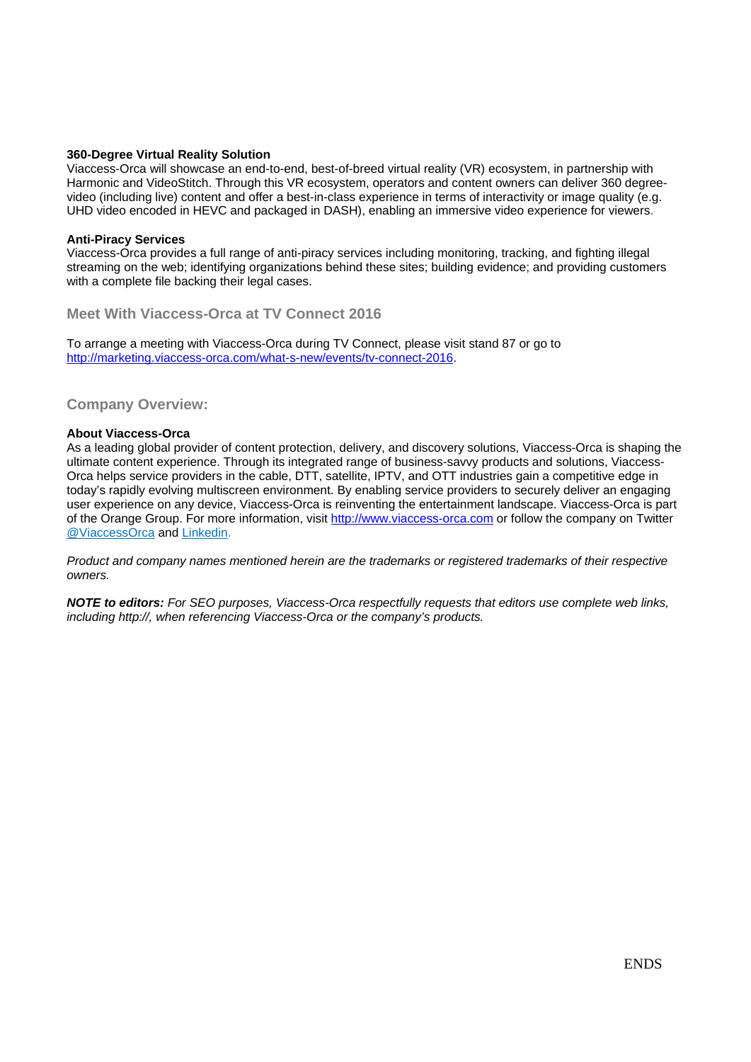**360-Degree Virtual Reality Solution**
Viaccess-Orca will showcase an end-to-end, best-of-breed virtual reality (VR) ecosystem, in partnership with Harmonic and VideoStitch. Through this VR ecosystem, operators and content owners can deliver 360 degree-video (including live) content and offer a best-in-class experience in terms of interactivity or image quality (e.g. UHD video encoded in HEVC and packaged in DASH), enabling an immersive video experience for viewers.

**Anti-Piracy Services**
Viaccess-Orca provides a full range of anti-piracy services including monitoring, tracking, and fighting illegal streaming on the web; identifying organizations behind these sites; building evidence; and providing customers with a complete file backing their legal cases.

## Meet With Viaccess-Orca at TV Connect 2016

To arrange a meeting with Viaccess-Orca during TV Connect, please visit stand 87 or go to http://marketing.viaccess-orca.com/what-s-new/events/tv-connect-2016.

## Company Overview:

**About Viaccess-Orca**
As a leading global provider of content protection, delivery, and discovery solutions, Viaccess-Orca is shaping the ultimate content experience. Through its integrated range of business-savvy products and solutions, Viaccess-Orca helps service providers in the cable, DTT, satellite, IPTV, and OTT industries gain a competitive edge in today's rapidly evolving multiscreen environment. By enabling service providers to securely deliver an engaging user experience on any device, Viaccess-Orca is reinventing the entertainment landscape. Viaccess-Orca is part of the Orange Group. For more information, visit http://www.viaccess-orca.com or follow the company on Twitter @ViaccessOrca and Linkedin.

*Product and company names mentioned herein are the trademarks or registered trademarks of their respective owners.*

***NOTE to editors:*** *For SEO purposes, Viaccess-Orca respectfully requests that editors use complete web links, including http://, when referencing Viaccess-Orca or the company's products.*

ENDS